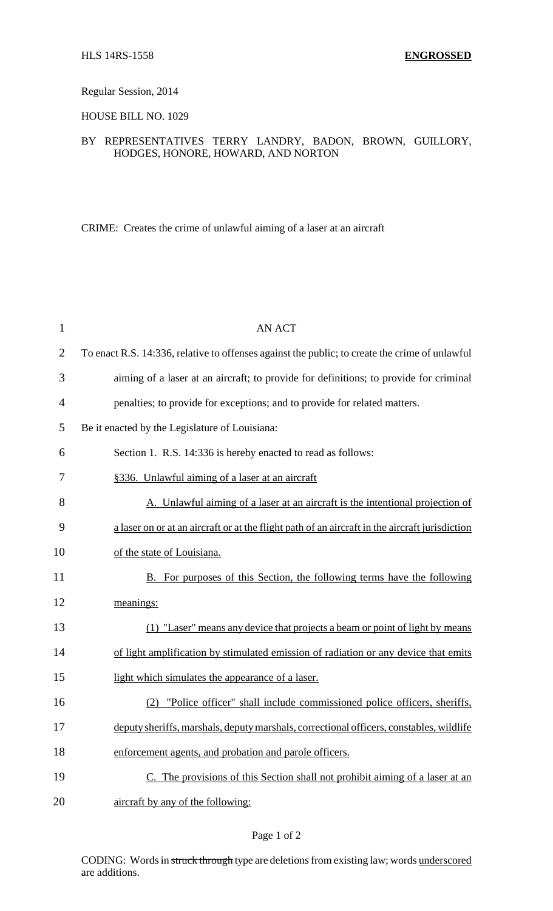HLS 14RS-1558 **ENGROSSED**

Regular Session, 2014

HOUSE BILL NO. 1029

BY REPRESENTATIVES TERRY LANDRY, BADON, BROWN, GUILLORY, HODGES, HONORE, HOWARD, AND NORTON

CRIME: Creates the crime of unlawful aiming of a laser at an aircraft

AN ACT

To enact R.S. 14:336, relative to offenses against the public; to create the crime of unlawful aiming of a laser at an aircraft; to provide for definitions; to provide for criminal penalties; to provide for exceptions; and to provide for related matters.

Be it enacted by the Legislature of Louisiana:

Section 1. R.S. 14:336 is hereby enacted to read as follows:

§336. Unlawful aiming of a laser at an aircraft

A. Unlawful aiming of a laser at an aircraft is the intentional projection of a laser on or at an aircraft or at the flight path of an aircraft in the aircraft jurisdiction of the state of Louisiana.

B. For purposes of this Section, the following terms have the following meanings:

(1) "Laser" means any device that projects a beam or point of light by means of light amplification by stimulated emission of radiation or any device that emits light which simulates the appearance of a laser.

(2) "Police officer" shall include commissioned police officers, sheriffs, deputy sheriffs, marshals, deputy marshals, correctional officers, constables, wildlife enforcement agents, and probation and parole officers.

C. The provisions of this Section shall not prohibit aiming of a laser at an aircraft by any of the following:

CODING: Words in ~~struck through~~ type are deletions from existing law; words underscored are additions.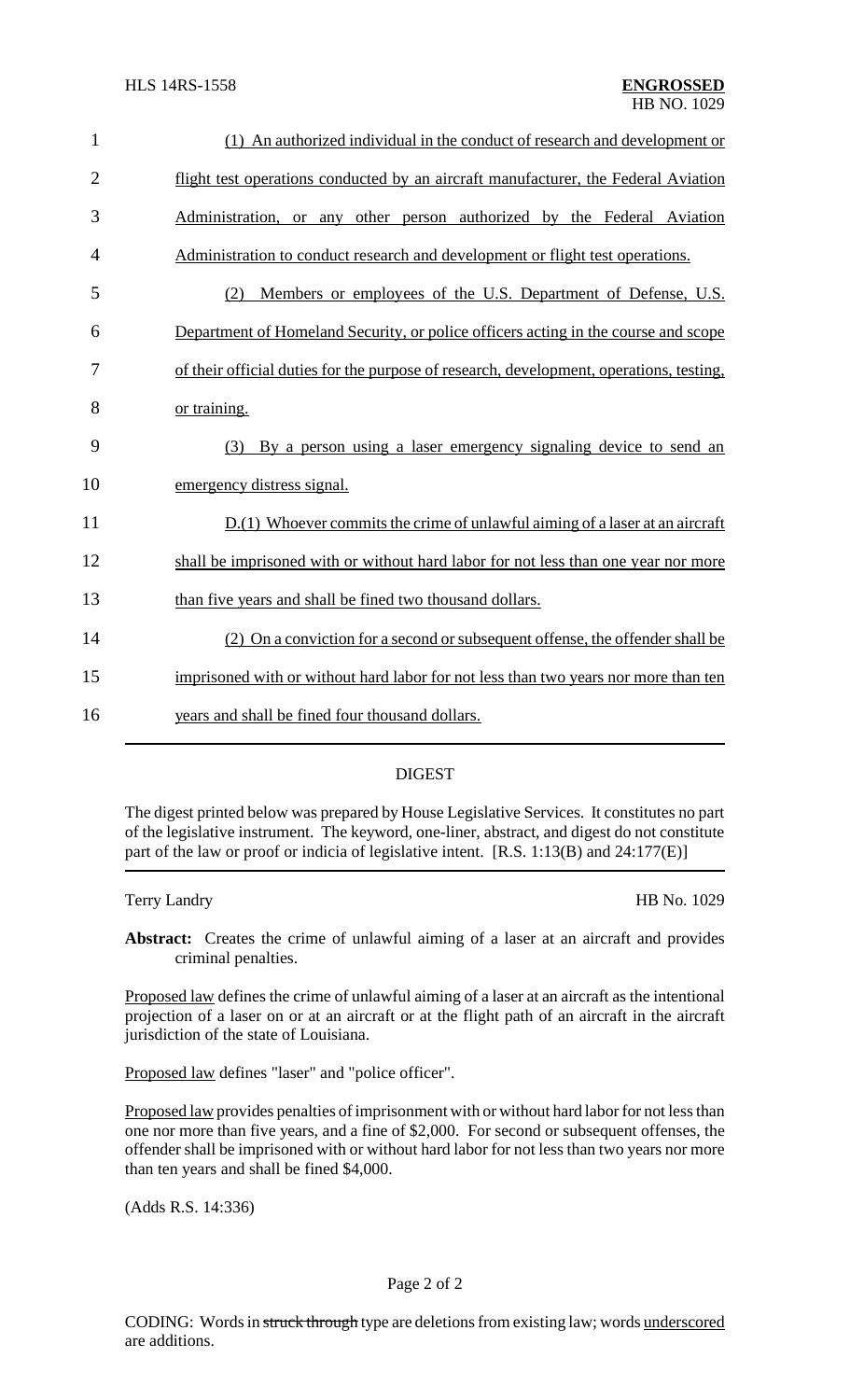(1) An authorized individual in the conduct of research and development or flight test operations conducted by an aircraft manufacturer, the Federal Aviation Administration, or any other person authorized by the Federal Aviation Administration to conduct research and development or flight test operations.

(2) Members or employees of the U.S. Department of Defense, U.S. Department of Homeland Security, or police officers acting in the course and scope of their official duties for the purpose of research, development, operations, testing, or training.

(3) By a person using a laser emergency signaling device to send an emergency distress signal.

D.(1) Whoever commits the crime of unlawful aiming of a laser at an aircraft shall be imprisoned with or without hard labor for not less than one year nor more than five years and shall be fined two thousand dollars.

(2) On a conviction for a second or subsequent offense, the offender shall be imprisoned with or without hard labor for not less than two years nor more than ten years and shall be fined four thousand dollars.

## DIGEST

The digest printed below was prepared by House Legislative Services. It constitutes no part of the legislative instrument. The keyword, one-liner, abstract, and digest do not constitute part of the law or proof or indicia of legislative intent. [R.S. 1:13(B) and 24:177(E)]

Terry Landry HB No. 1029

**Abstract:** Creates the crime of unlawful aiming of a laser at an aircraft and provides criminal penalties.

Proposed law defines the crime of unlawful aiming of a laser at an aircraft as the intentional projection of a laser on or at an aircraft or at the flight path of an aircraft in the aircraft jurisdiction of the state of Louisiana.

Proposed law defines "laser" and "police officer".

Proposed law provides penalties of imprisonment with or without hard labor for not less than one nor more than five years, and a fine of $2,000. For second or subsequent offenses, the offender shall be imprisoned with or without hard labor for not less than two years nor more than ten years and shall be fined $4,000.

(Adds R.S. 14:336)

CODING: Words in struck through type are deletions from existing law; words underscored are additions.